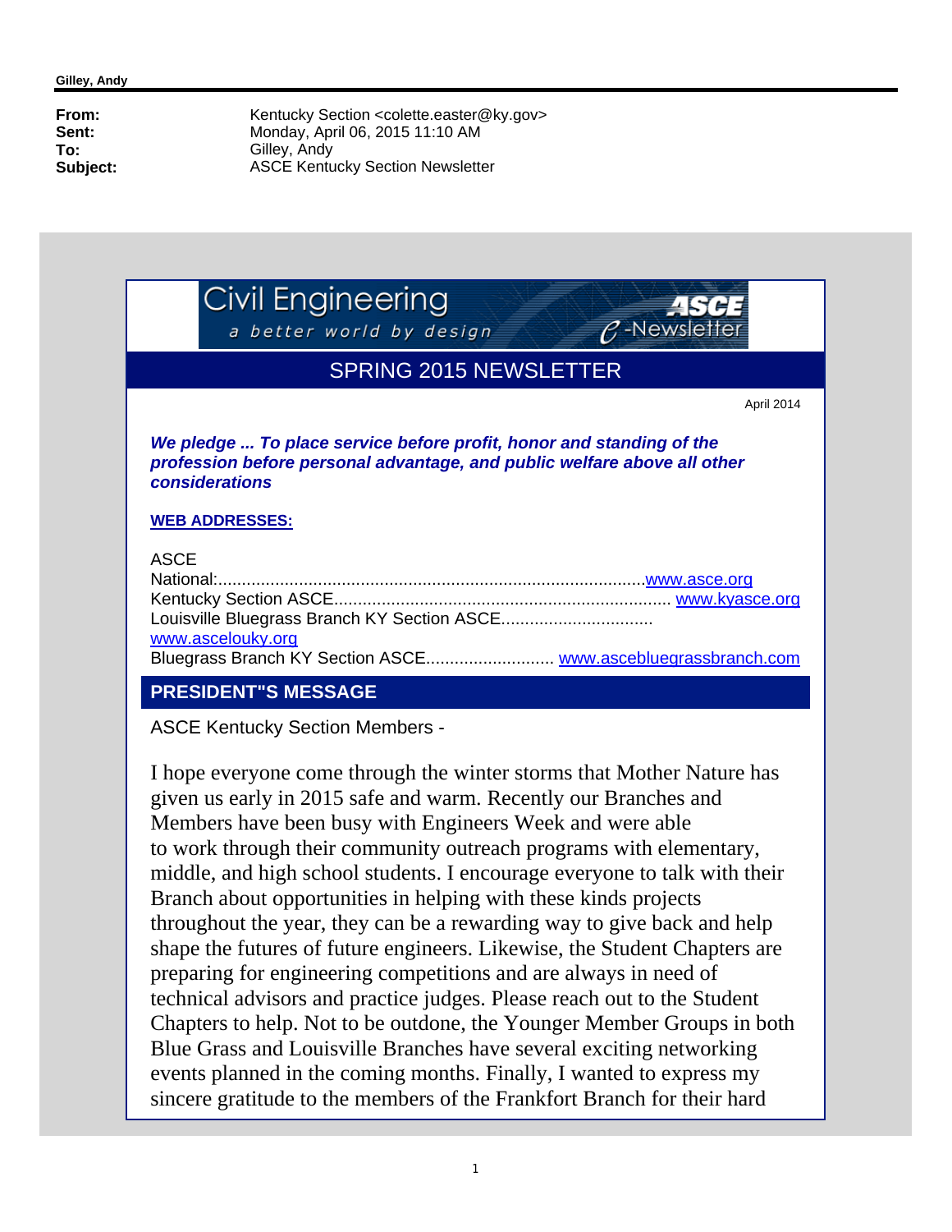**Gilley, Andy**

---

| | |
|---|---|
| **From:** | Kentucky Section <colette.easter@ky.gov> |
| **Sent:** | Monday, April 06, 2015 11:10 AM |
| **To:** | Gilley, Andy |
| **Subject:** | ASCE Kentucky Section Newsletter |

Civil Engineering
*a better world by design*
ASCE e-Newsletter

## SPRING 2015 NEWSLETTER

April 2014

***We pledge ... To place service before profit, honor and standing of the profession before personal advantage, and public welfare above all other considerations***

**WEB ADDRESSES:**

ASCE National:..........................................................................................www.asce.org
Kentucky Section ASCE...................................................................... www.kyasce.org
Louisville Bluegrass Branch KY Section ASCE................................ www.ascelouky.org
Bluegrass Branch KY Section ASCE........................... www.ascebluegrassbranch.com

## PRESIDENT"S MESSAGE

ASCE Kentucky Section Members -

I hope everyone come through the winter storms that Mother Nature has given us early in 2015 safe and warm. Recently our Branches and Members have been busy with Engineers Week and were able to work through their community outreach programs with elementary, middle, and high school students. I encourage everyone to talk with their Branch about opportunities in helping with these kinds projects throughout the year, they can be a rewarding way to give back and help shape the futures of future engineers. Likewise, the Student Chapters are preparing for engineering competitions and are always in need of technical advisors and practice judges. Please reach out to the Student Chapters to help. Not to be outdone, the Younger Member Groups in both Blue Grass and Louisville Branches have several exciting networking events planned in the coming months. Finally, I wanted to express my sincere gratitude to the members of the Frankfort Branch for their hard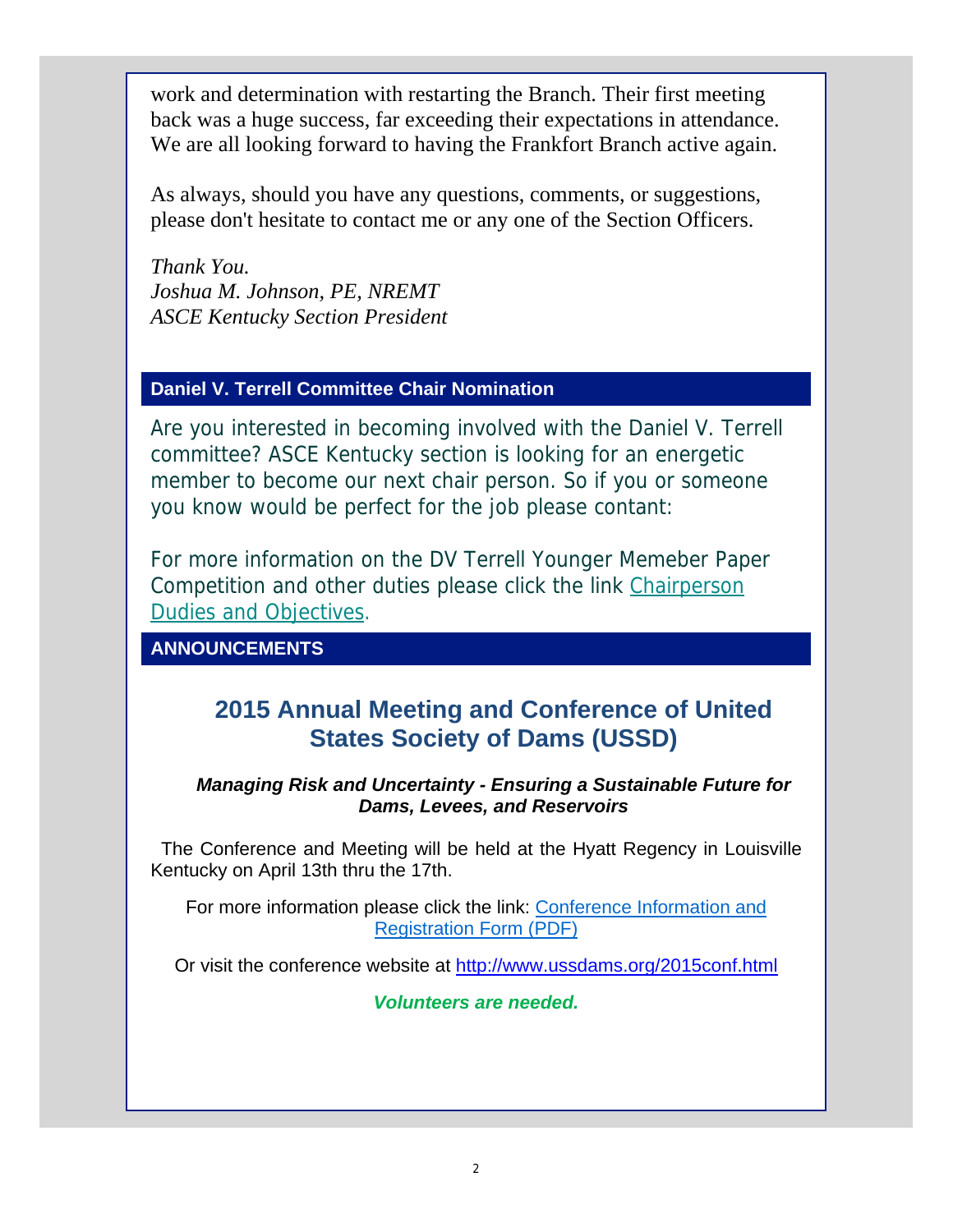work and determination with restarting the Branch. Their first meeting back was a huge success, far exceeding their expectations in attendance. We are all looking forward to having the Frankfort Branch active again.

As always, should you have any questions, comments, or suggestions, please don't hesitate to contact me or any one of the Section Officers.

*Thank You.*
*Joshua M. Johnson, PE, NREMT*
*ASCE Kentucky Section President*

## Daniel V. Terrell Committee Chair Nomination

Are you interested in becoming involved with the Daniel V. Terrell committee? ASCE Kentucky section is looking for an energetic member to become our next chair person. So if you or someone you know would be perfect for the job please contant:

For more information on the DV Terrell Younger Memeber Paper Competition and other duties please click the link Chairperson Dudies and Objectives.

## ANNOUNCEMENTS

### 2015 Annual Meeting and Conference of United States Society of Dams (USSD)

***Managing Risk and Uncertainty - Ensuring a Sustainable Future for Dams, Levees, and Reservoirs***

The Conference and Meeting will be held at the Hyatt Regency in Louisville Kentucky on April 13th thru the 17th.

For more information please click the link: Conference Information and Registration Form (PDF)

Or visit the conference website at http://www.ussdams.org/2015conf.html

***Volunteers are needed.***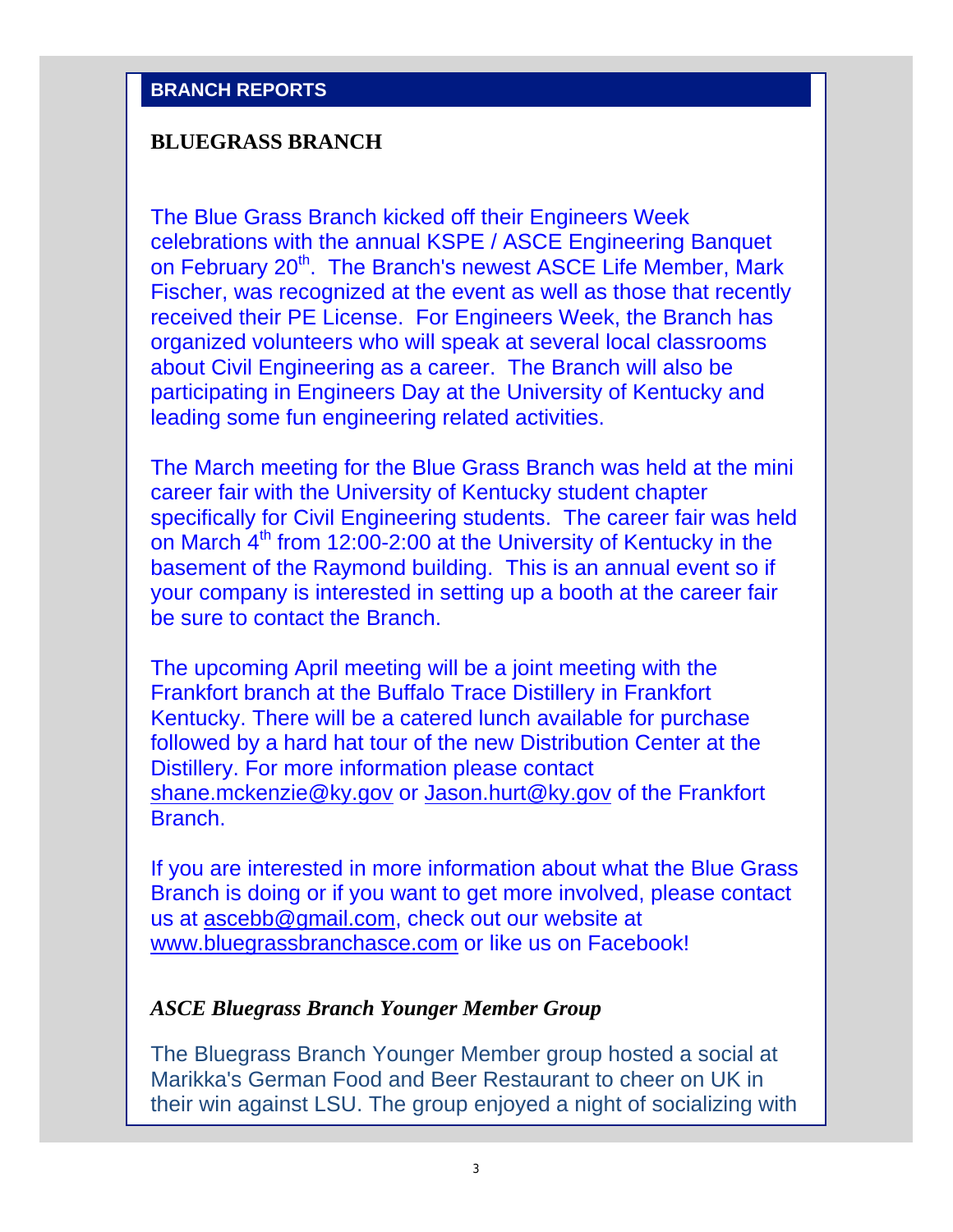## BRANCH REPORTS

### BLUEGRASS BRANCH

The Blue Grass Branch kicked off their Engineers Week celebrations with the annual KSPE / ASCE Engineering Banquet on February 20th. The Branch's newest ASCE Life Member, Mark Fischer, was recognized at the event as well as those that recently received their PE License. For Engineers Week, the Branch has organized volunteers who will speak at several local classrooms about Civil Engineering as a career. The Branch will also be participating in Engineers Day at the University of Kentucky and leading some fun engineering related activities.

The March meeting for the Blue Grass Branch was held at the mini career fair with the University of Kentucky student chapter specifically for Civil Engineering students. The career fair was held on March 4th from 12:00-2:00 at the University of Kentucky in the basement of the Raymond building. This is an annual event so if your company is interested in setting up a booth at the career fair be sure to contact the Branch.

The upcoming April meeting will be a joint meeting with the Frankfort branch at the Buffalo Trace Distillery in Frankfort Kentucky. There will be a catered lunch available for purchase followed by a hard hat tour of the new Distribution Center at the Distillery. For more information please contact shane.mckenzie@ky.gov or Jason.hurt@ky.gov of the Frankfort Branch.

If you are interested in more information about what the Blue Grass Branch is doing or if you want to get more involved, please contact us at ascebb@gmail.com, check out our website at www.bluegrassbranchasce.com or like us on Facebook!

***ASCE Bluegrass Branch Younger Member Group***

The Bluegrass Branch Younger Member group hosted a social at Marikka's German Food and Beer Restaurant to cheer on UK in their win against LSU. The group enjoyed a night of socializing with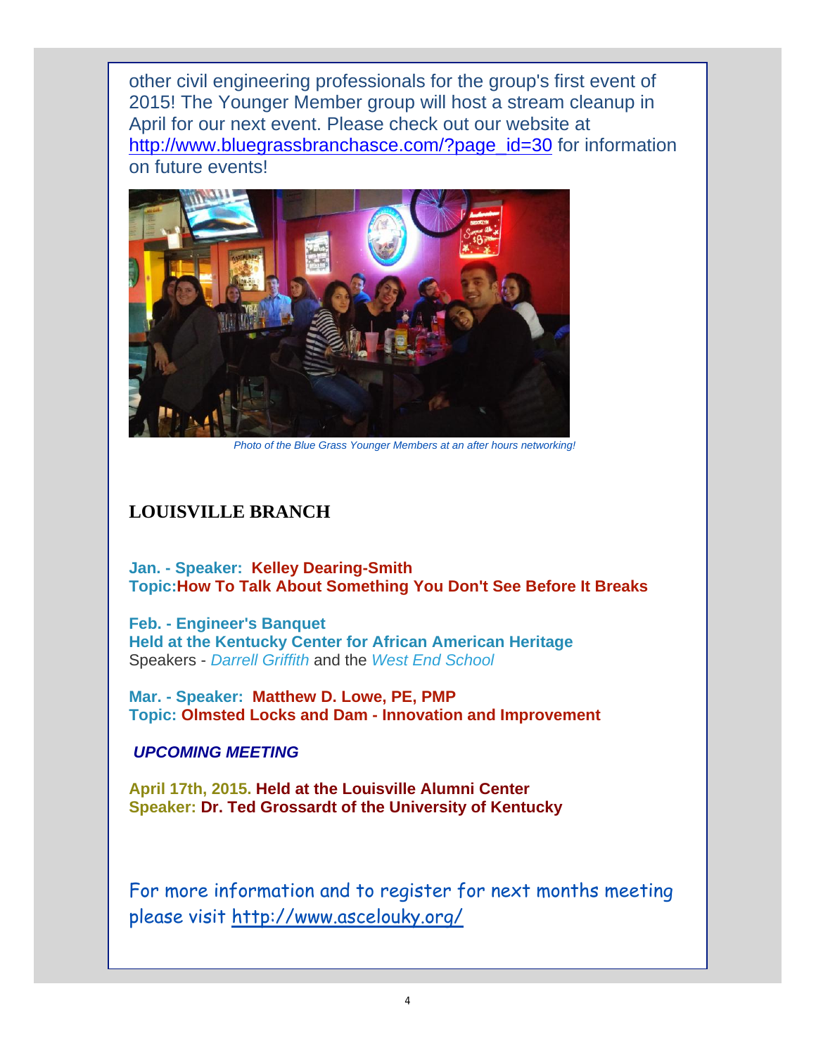other civil engineering professionals for the group's first event of 2015! The Younger Member group will host a stream cleanup in April for our next event. Please check out our website at http://www.bluegrassbranchasce.com/?page_id=30 for information on future events!

*Photo of the Blue Grass Younger Members at an after hours networking!*

## LOUISVILLE BRANCH

**Jan. - Speaker: Kelley Dearing-Smith**
**Topic:How To Talk About Something You Don't See Before It Breaks**

**Feb. - Engineer's Banquet**
**Held at the Kentucky Center for African American Heritage**
Speakers - *Darrell Griffith* and the *West End School*

**Mar. - Speaker: Matthew D. Lowe, PE, PMP**
**Topic: Olmsted Locks and Dam - Innovation and Improvement**

***UPCOMING MEETING***

**April 17th, 2015. Held at the Louisville Alumni Center**
**Speaker: Dr. Ted Grossardt of the University of Kentucky**

For more information and to register for next months meeting please visit http://www.ascelouky.org/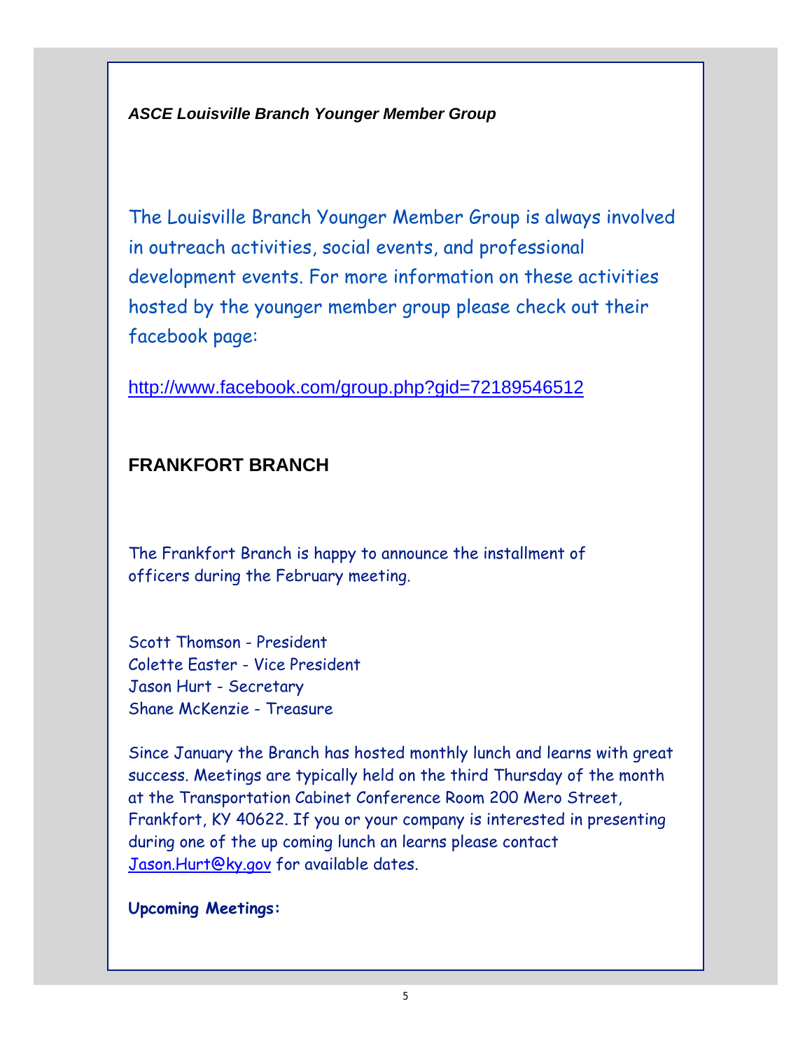***ASCE Louisville Branch Younger Member Group***

The Louisville Branch Younger Member Group is always involved in outreach activities, social events, and professional development events. For more information on these activities hosted by the younger member group please check out their facebook page:

http://www.facebook.com/group.php?gid=72189546512

## FRANKFORT BRANCH

The Frankfort Branch is happy to announce the installment of officers during the February meeting.

Scott Thomson - President
Colette Easter - Vice President
Jason Hurt - Secretary
Shane McKenzie - Treasure

Since January the Branch has hosted monthly lunch and learns with great success. Meetings are typically held on the third Thursday of the month at the Transportation Cabinet Conference Room 200 Mero Street, Frankfort, KY 40622. If you or your company is interested in presenting during one of the up coming lunch an learns please contact Jason.Hurt@ky.gov for available dates.

**Upcoming Meetings:**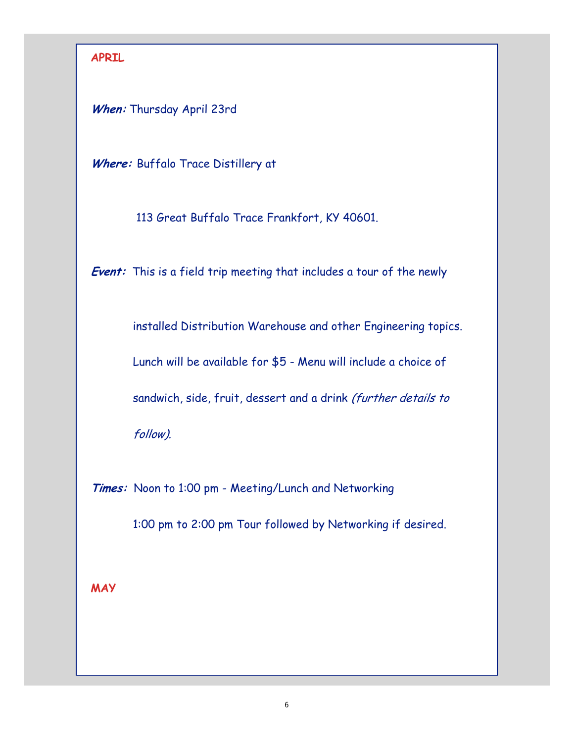## APRIL

***When:*** Thursday April 23rd

***Where:*** Buffalo Trace Distillery at

113 Great Buffalo Trace Frankfort, KY 40601.

***Event:*** This is a field trip meeting that includes a tour of the newly installed Distribution Warehouse and other Engineering topics. Lunch will be available for $5 - Menu will include a choice of sandwich, side, fruit, dessert and a drink *(further details to follow).*

***Times:*** Noon to 1:00 pm - Meeting/Lunch and Networking

1:00 pm to 2:00 pm Tour followed by Networking if desired.

## MAY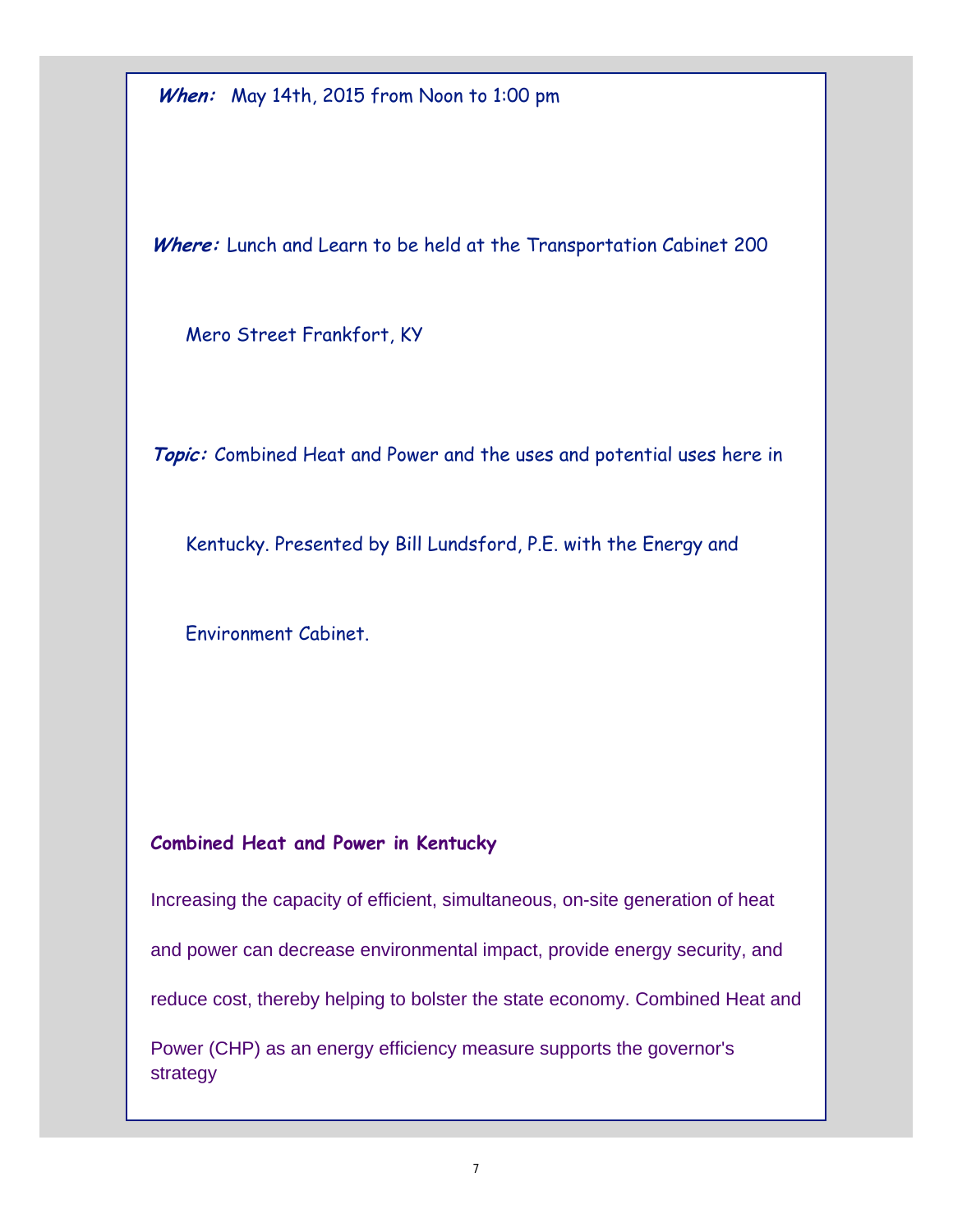**When:** May 14th, 2015 from Noon to 1:00 pm

**Where:** Lunch and Learn to be held at the Transportation Cabinet 200 Mero Street Frankfort, KY

**Topic:** Combined Heat and Power and the uses and potential uses here in Kentucky. Presented by Bill Lundsford, P.E. with the Energy and Environment Cabinet.

### Combined Heat and Power in Kentucky

Increasing the capacity of efficient, simultaneous, on-site generation of heat and power can decrease environmental impact, provide energy security, and reduce cost, thereby helping to bolster the state economy. Combined Heat and Power (CHP) as an energy efficiency measure supports the governor's strategy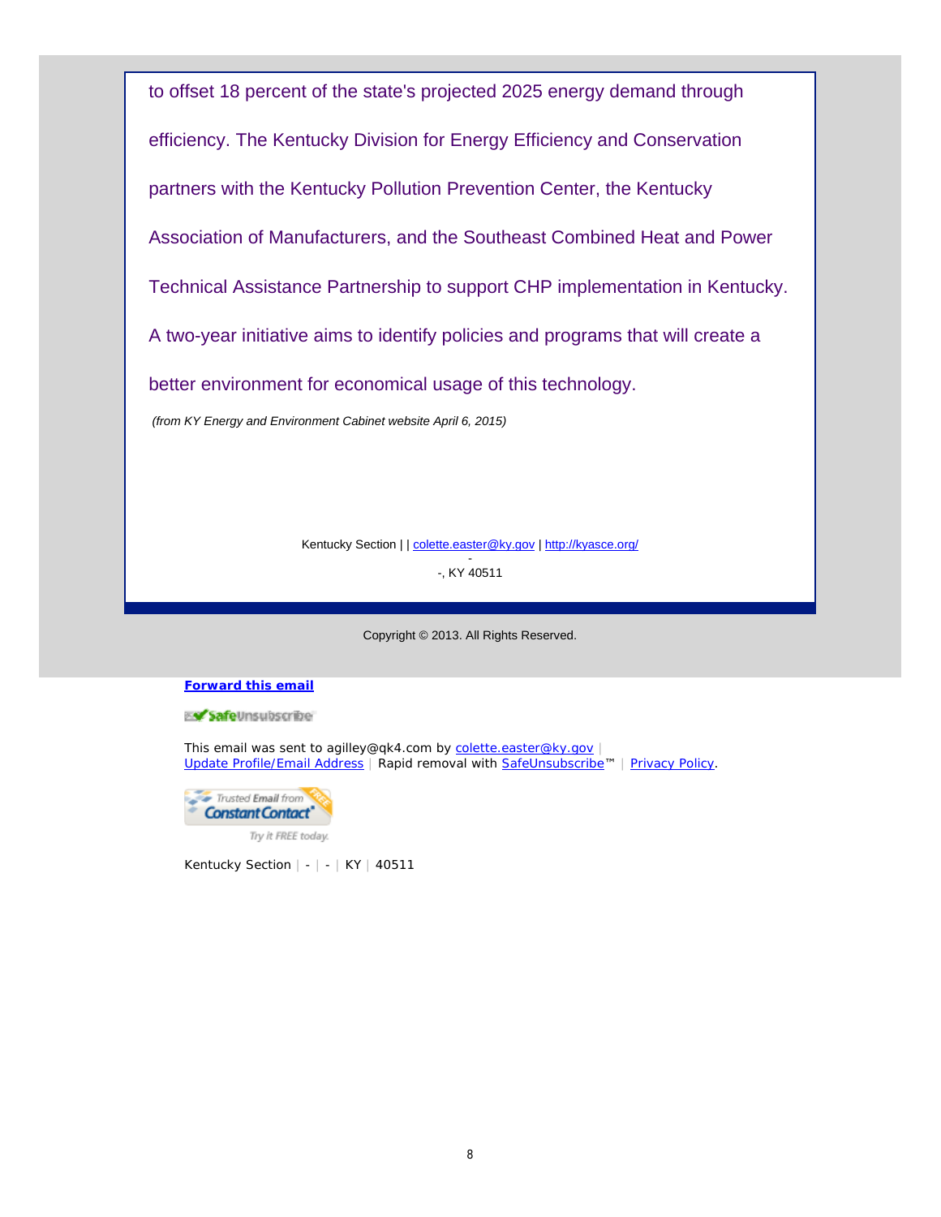to offset 18 percent of the state's projected 2025 energy demand through efficiency. The Kentucky Division for Energy Efficiency and Conservation partners with the Kentucky Pollution Prevention Center, the Kentucky Association of Manufacturers, and the Southeast Combined Heat and Power Technical Assistance Partnership to support CHP implementation in Kentucky. A two-year initiative aims to identify policies and programs that will create a better environment for economical usage of this technology.

*(from KY Energy and Environment Cabinet website April 6, 2015)*

Kentucky Section | | colette.easter@ky.gov | http://kyasce.org/
-
-, KY 40511

Copyright © 2013. All Rights Reserved.

**Forward this email**

SafeUnsubscribe

This email was sent to agilley@qk4.com by colette.easter@ky.gov |
Update Profile/Email Address | Rapid removal with SafeUnsubscribe™ | Privacy Policy.

Trusted Email from Constant Contact
Try it FREE today.

Kentucky Section | - | - | KY | 40511